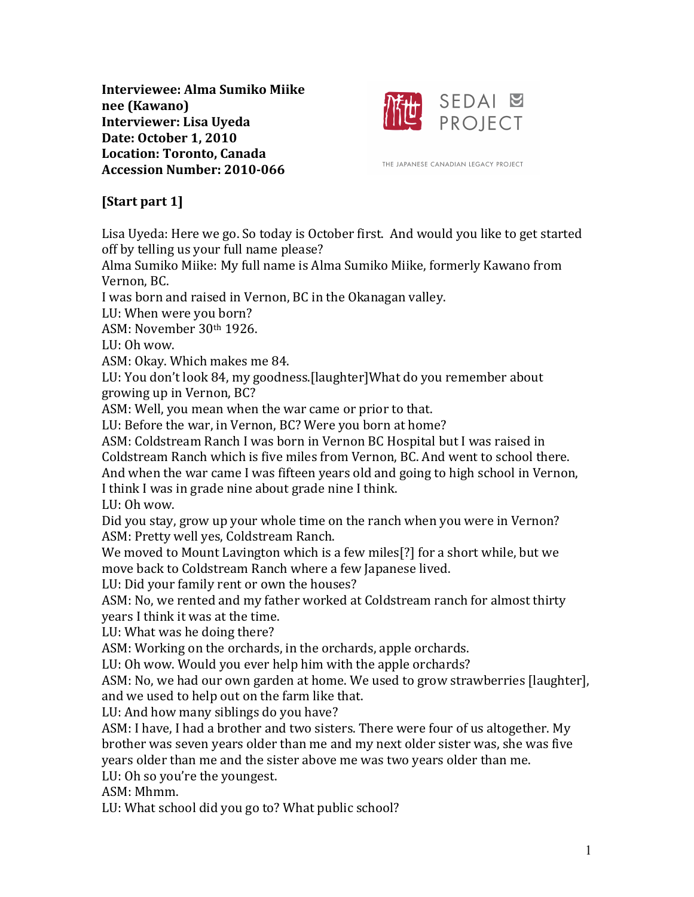**Interviewee: Alma Sumiko Miike nee (Kawano)**
**Interviewer: Lisa Uyeda**
**Date: October 1, 2010**
**Location: Toronto, Canada**
**Accession Number: 2010-066**

SEDAI PROJECT

THE JAPANESE CANADIAN LEGACY PROJECT

**[Start part 1]**

Lisa Uyeda: Here we go. So today is October first. And would you like to get started off by telling us your full name please?

Alma Sumiko Miike: My full name is Alma Sumiko Miike, formerly Kawano from Vernon, BC.

I was born and raised in Vernon, BC in the Okanagan valley.

LU: When were you born?

ASM: November 30th 1926.

LU: Oh wow.

ASM: Okay. Which makes me 84.

LU: You don't look 84, my goodness.[laughter]What do you remember about growing up in Vernon, BC?

ASM: Well, you mean when the war came or prior to that.

LU: Before the war, in Vernon, BC? Were you born at home?

ASM: Coldstream Ranch I was born in Vernon BC Hospital but I was raised in Coldstream Ranch which is five miles from Vernon, BC. And went to school there. And when the war came I was fifteen years old and going to high school in Vernon, I think I was in grade nine about grade nine I think.

LU: Oh wow.

Did you stay, grow up your whole time on the ranch when you were in Vernon?

ASM: Pretty well yes, Coldstream Ranch.

We moved to Mount Lavington which is a few miles[?] for a short while, but we move back to Coldstream Ranch where a few Japanese lived.

LU: Did your family rent or own the houses?

ASM: No, we rented and my father worked at Coldstream ranch for almost thirty years I think it was at the time.

LU: What was he doing there?

ASM: Working on the orchards, in the orchards, apple orchards.

LU: Oh wow. Would you ever help him with the apple orchards?

ASM: No, we had our own garden at home. We used to grow strawberries [laughter], and we used to help out on the farm like that.

LU: And how many siblings do you have?

ASM: I have, I had a brother and two sisters. There were four of us altogether. My brother was seven years older than me and my next older sister was, she was five years older than me and the sister above me was two years older than me.

LU: Oh so you're the youngest.

ASM: Mhmm.

LU: What school did you go to? What public school?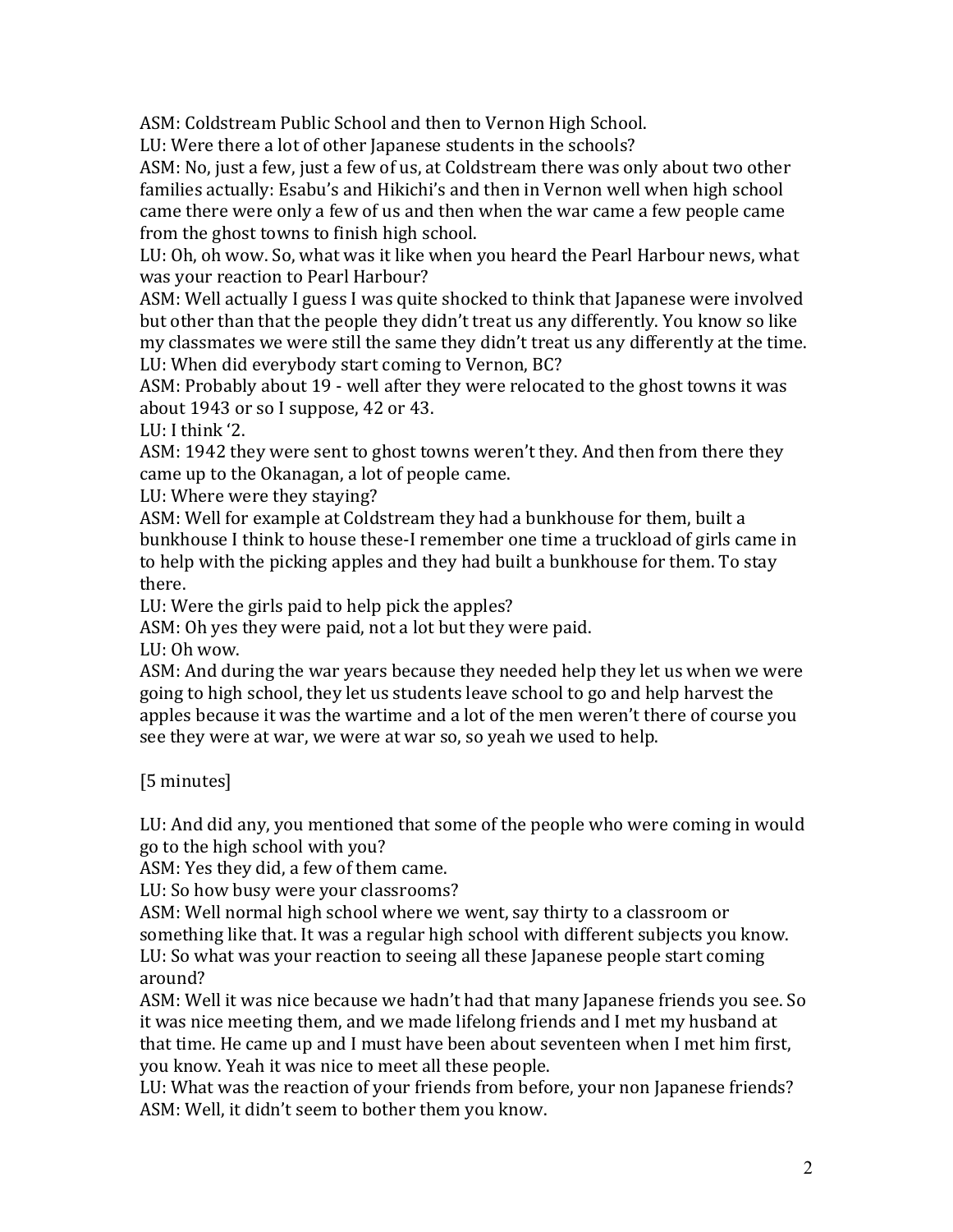ASM: Coldstream Public School and then to Vernon High School.

LU: Were there a lot of other Japanese students in the schools?

ASM: No, just a few, just a few of us, at Coldstream there was only about two other families actually: Esabu's and Hikichi's and then in Vernon well when high school came there were only a few of us and then when the war came a few people came from the ghost towns to finish high school.

LU: Oh, oh wow. So, what was it like when you heard the Pearl Harbour news, what was your reaction to Pearl Harbour?

ASM: Well actually I guess I was quite shocked to think that Japanese were involved but other than that the people they didn't treat us any differently. You know so like my classmates we were still the same they didn't treat us any differently at the time.

LU: When did everybody start coming to Vernon, BC?

ASM: Probably about 19 - well after they were relocated to the ghost towns it was about 1943 or so I suppose, 42 or 43.

LU: I think '2.

ASM: 1942 they were sent to ghost towns weren't they. And then from there they came up to the Okanagan, a lot of people came.

LU: Where were they staying?

ASM: Well for example at Coldstream they had a bunkhouse for them, built a bunkhouse I think to house these-I remember one time a truckload of girls came in to help with the picking apples and they had built a bunkhouse for them. To stay there.

LU: Were the girls paid to help pick the apples?

ASM: Oh yes they were paid, not a lot but they were paid.

LU: Oh wow.

ASM: And during the war years because they needed help they let us when we were going to high school, they let us students leave school to go and help harvest the apples because it was the wartime and a lot of the men weren't there of course you see they were at war, we were at war so, so yeah we used to help.

[5 minutes]

LU: And did any, you mentioned that some of the people who were coming in would go to the high school with you?

ASM: Yes they did, a few of them came.

LU: So how busy were your classrooms?

ASM: Well normal high school where we went, say thirty to a classroom or something like that. It was a regular high school with different subjects you know.

LU: So what was your reaction to seeing all these Japanese people start coming around?

ASM: Well it was nice because we hadn't had that many Japanese friends you see. So it was nice meeting them, and we made lifelong friends and I met my husband at that time. He came up and I must have been about seventeen when I met him first, you know. Yeah it was nice to meet all these people.

LU: What was the reaction of your friends from before, your non Japanese friends?

ASM: Well, it didn't seem to bother them you know.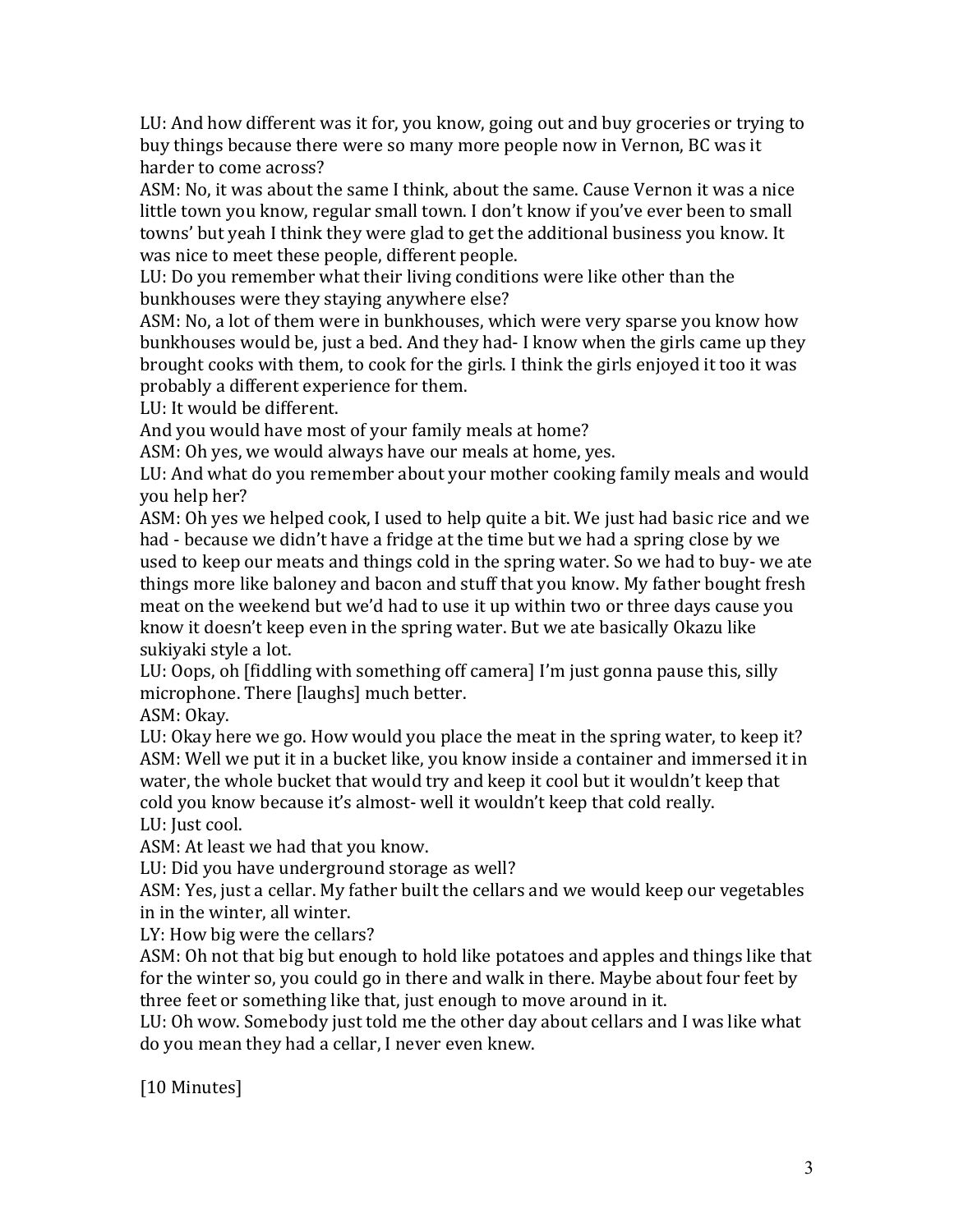LU: And how different was it for, you know, going out and buy groceries or trying to buy things because there were so many more people now in Vernon, BC was it harder to come across?

ASM: No, it was about the same I think, about the same. Cause Vernon it was a nice little town you know, regular small town. I don't know if you've ever been to small towns' but yeah I think they were glad to get the additional business you know. It was nice to meet these people, different people.

LU: Do you remember what their living conditions were like other than the bunkhouses were they staying anywhere else?

ASM: No, a lot of them were in bunkhouses, which were very sparse you know how bunkhouses would be, just a bed. And they had- I know when the girls came up they brought cooks with them, to cook for the girls. I think the girls enjoyed it too it was probably a different experience for them.

LU: It would be different.

And you would have most of your family meals at home?

ASM: Oh yes, we would always have our meals at home, yes.

LU: And what do you remember about your mother cooking family meals and would you help her?

ASM: Oh yes we helped cook, I used to help quite a bit. We just had basic rice and we had - because we didn't have a fridge at the time but we had a spring close by we used to keep our meats and things cold in the spring water. So we had to buy- we ate things more like baloney and bacon and stuff that you know. My father bought fresh meat on the weekend but we'd had to use it up within two or three days cause you know it doesn't keep even in the spring water. But we ate basically Okazu like sukiyaki style a lot.

LU: Oops, oh [fiddling with something off camera] I'm just gonna pause this, silly microphone. There [laughs] much better.

ASM: Okay.

LU: Okay here we go. How would you place the meat in the spring water, to keep it?

ASM: Well we put it in a bucket like, you know inside a container and immersed it in water, the whole bucket that would try and keep it cool but it wouldn't keep that cold you know because it's almost- well it wouldn't keep that cold really.

LU: Just cool.

ASM: At least we had that you know.

LU: Did you have underground storage as well?

ASM: Yes, just a cellar. My father built the cellars and we would keep our vegetables in in the winter, all winter.

LY: How big were the cellars?

ASM: Oh not that big but enough to hold like potatoes and apples and things like that for the winter so, you could go in there and walk in there. Maybe about four feet by three feet or something like that, just enough to move around in it.

LU: Oh wow. Somebody just told me the other day about cellars and I was like what do you mean they had a cellar, I never even knew.

[10 Minutes]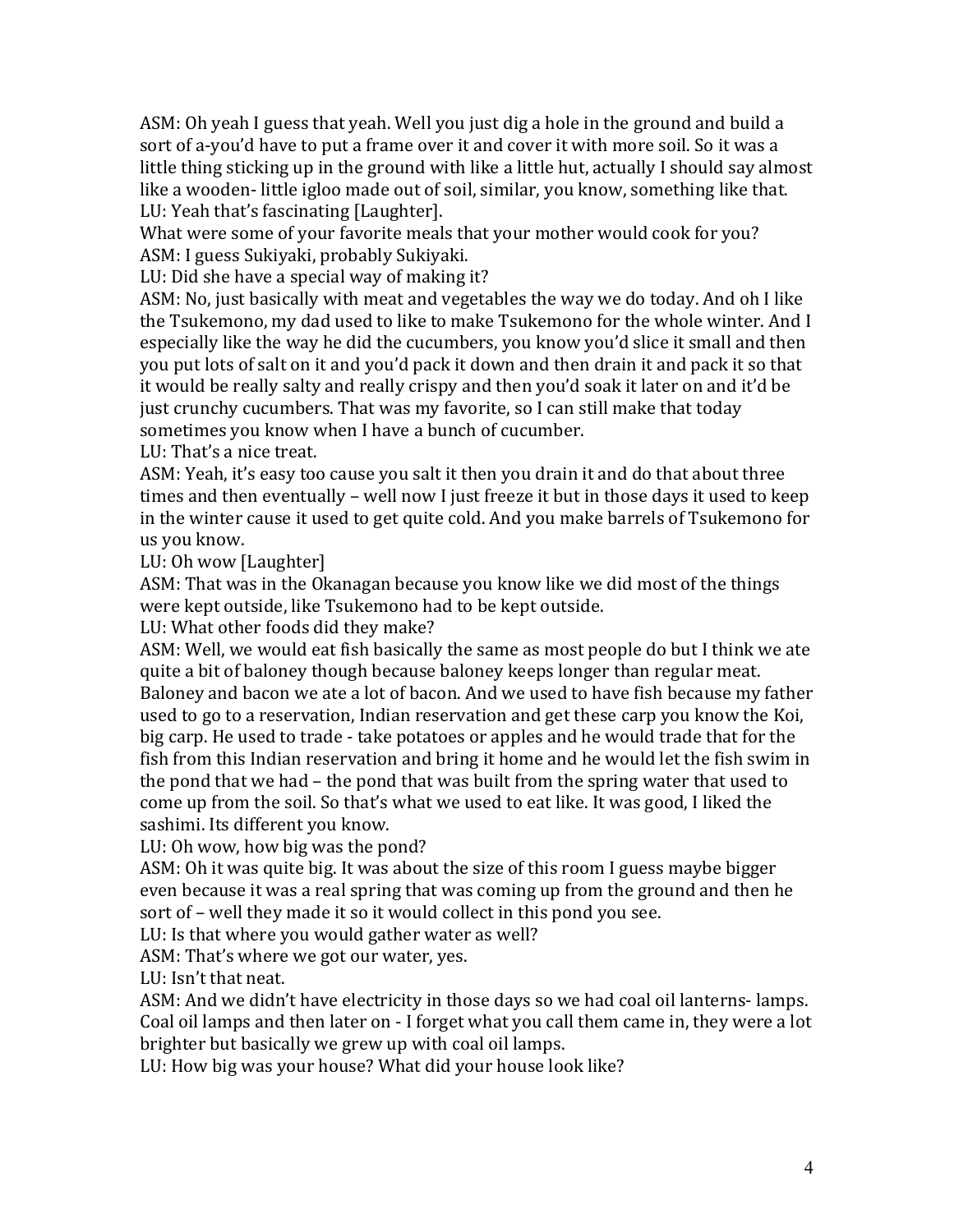ASM: Oh yeah I guess that yeah. Well you just dig a hole in the ground and build a sort of a-you'd have to put a frame over it and cover it with more soil. So it was a little thing sticking up in the ground with like a little hut, actually I should say almost like a wooden- little igloo made out of soil, similar, you know, something like that.

LU: Yeah that's fascinating [Laughter].

What were some of your favorite meals that your mother would cook for you?

ASM: I guess Sukiyaki, probably Sukiyaki.

LU: Did she have a special way of making it?

ASM: No, just basically with meat and vegetables the way we do today. And oh I like the Tsukemono, my dad used to like to make Tsukemono for the whole winter. And I especially like the way he did the cucumbers, you know you'd slice it small and then you put lots of salt on it and you'd pack it down and then drain it and pack it so that it would be really salty and really crispy and then you'd soak it later on and it'd be just crunchy cucumbers. That was my favorite, so I can still make that today sometimes you know when I have a bunch of cucumber.

LU: That's a nice treat.

ASM: Yeah, it's easy too cause you salt it then you drain it and do that about three times and then eventually – well now I just freeze it but in those days it used to keep in the winter cause it used to get quite cold. And you make barrels of Tsukemono for us you know.

LU: Oh wow [Laughter]

ASM: That was in the Okanagan because you know like we did most of the things were kept outside, like Tsukemono had to be kept outside.

LU: What other foods did they make?

ASM: Well, we would eat fish basically the same as most people do but I think we ate quite a bit of baloney though because baloney keeps longer than regular meat. Baloney and bacon we ate a lot of bacon. And we used to have fish because my father used to go to a reservation, Indian reservation and get these carp you know the Koi, big carp. He used to trade - take potatoes or apples and he would trade that for the fish from this Indian reservation and bring it home and he would let the fish swim in the pond that we had – the pond that was built from the spring water that used to come up from the soil. So that's what we used to eat like. It was good, I liked the sashimi. Its different you know.

LU: Oh wow, how big was the pond?

ASM: Oh it was quite big. It was about the size of this room I guess maybe bigger even because it was a real spring that was coming up from the ground and then he sort of – well they made it so it would collect in this pond you see.

LU: Is that where you would gather water as well?

ASM: That's where we got our water, yes.

LU: Isn't that neat.

ASM: And we didn't have electricity in those days so we had coal oil lanterns- lamps. Coal oil lamps and then later on - I forget what you call them came in, they were a lot brighter but basically we grew up with coal oil lamps.

LU: How big was your house? What did your house look like?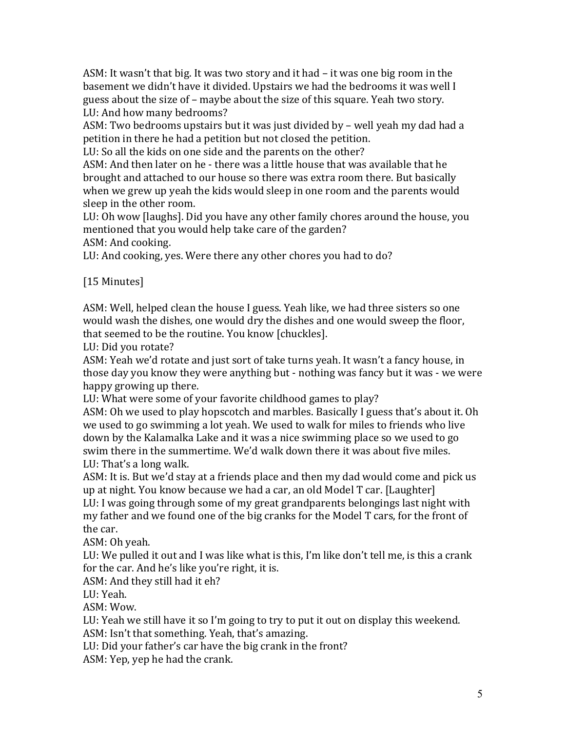ASM: It wasn't that big. It was two story and it had – it was one big room in the basement we didn't have it divided. Upstairs we had the bedrooms it was well I guess about the size of – maybe about the size of this square. Yeah two story.
LU: And how many bedrooms?
ASM: Two bedrooms upstairs but it was just divided by – well yeah my dad had a petition in there he had a petition but not closed the petition.
LU: So all the kids on one side and the parents on the other?
ASM: And then later on he - there was a little house that was available that he brought and attached to our house so there was extra room there. But basically when we grew up yeah the kids would sleep in one room and the parents would sleep in the other room.
LU: Oh wow [laughs]. Did you have any other family chores around the house, you mentioned that you would help take care of the garden?
ASM: And cooking.
LU: And cooking, yes. Were there any other chores you had to do?

[15 Minutes]

ASM: Well, helped clean the house I guess. Yeah like, we had three sisters so one would wash the dishes, one would dry the dishes and one would sweep the floor, that seemed to be the routine. You know [chuckles].
LU: Did you rotate?
ASM: Yeah we'd rotate and just sort of take turns yeah. It wasn't a fancy house, in those day you know they were anything but - nothing was fancy but it was - we were happy growing up there.
LU: What were some of your favorite childhood games to play?
ASM: Oh we used to play hopscotch and marbles. Basically I guess that's about it. Oh we used to go swimming a lot yeah. We used to walk for miles to friends who live down by the Kalamalka Lake and it was a nice swimming place so we used to go swim there in the summertime. We'd walk down there it was about five miles.
LU: That's a long walk.
ASM: It is. But we'd stay at a friends place and then my dad would come and pick us up at night. You know because we had a car, an old Model T car. [Laughter]
LU: I was going through some of my great grandparents belongings last night with my father and we found one of the big cranks for the Model T cars, for the front of the car.
ASM: Oh yeah.
LU: We pulled it out and I was like what is this, I'm like don't tell me, is this a crank for the car. And he's like you're right, it is.
ASM: And they still had it eh?
LU: Yeah.
ASM: Wow.
LU: Yeah we still have it so I'm going to try to put it out on display this weekend.
ASM: Isn't that something. Yeah, that's amazing.
LU: Did your father's car have the big crank in the front?
ASM: Yep, yep he had the crank.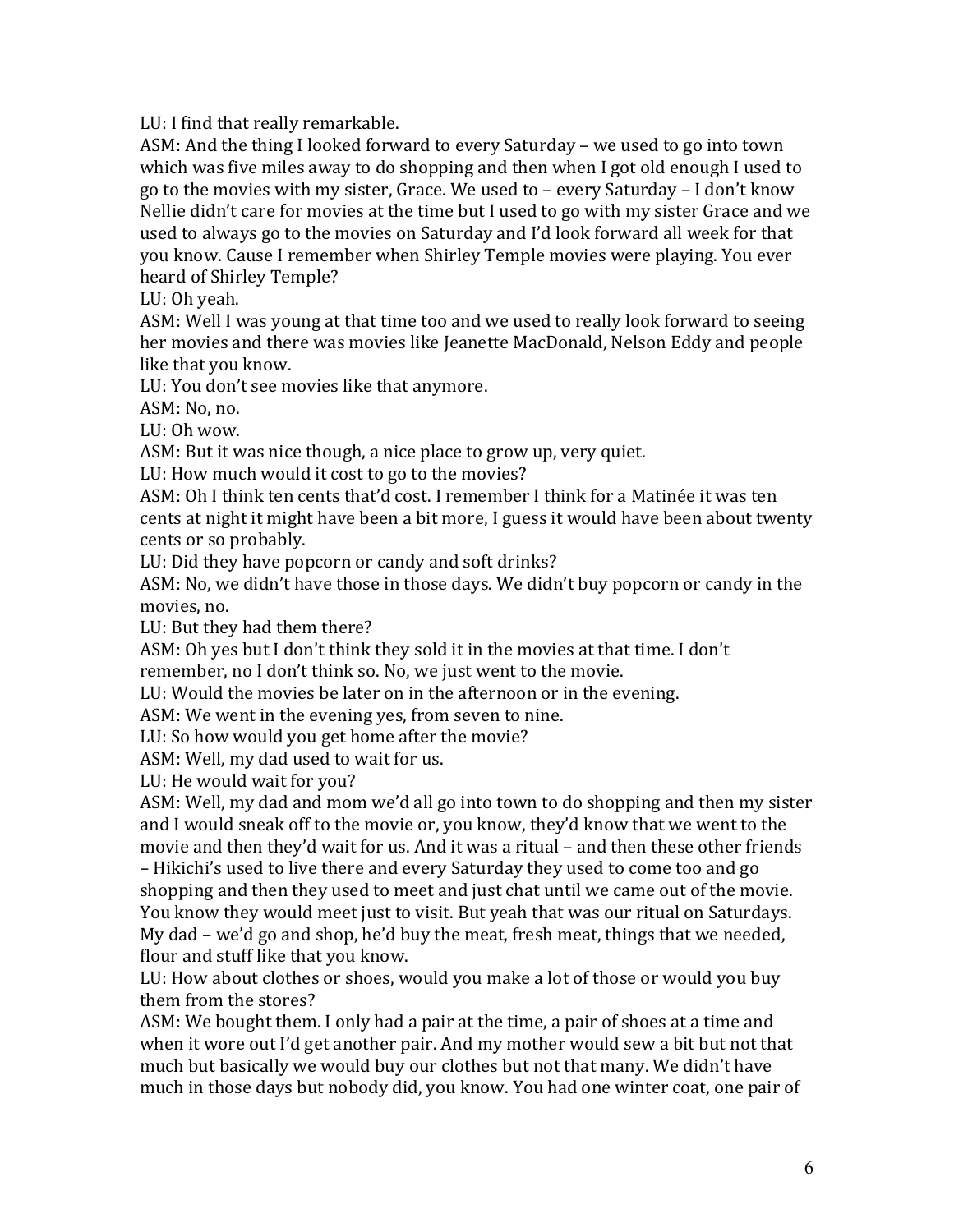LU: I find that really remarkable.
ASM: And the thing I looked forward to every Saturday – we used to go into town which was five miles away to do shopping and then when I got old enough I used to go to the movies with my sister, Grace. We used to – every Saturday – I don't know Nellie didn't care for movies at the time but I used to go with my sister Grace and we used to always go to the movies on Saturday and I'd look forward all week for that you know. Cause I remember when Shirley Temple movies were playing. You ever heard of Shirley Temple?
LU: Oh yeah.
ASM: Well I was young at that time too and we used to really look forward to seeing her movies and there was movies like Jeanette MacDonald, Nelson Eddy and people like that you know.
LU: You don't see movies like that anymore.
ASM: No, no.
LU: Oh wow.
ASM: But it was nice though, a nice place to grow up, very quiet.
LU: How much would it cost to go to the movies?
ASM: Oh I think ten cents that'd cost. I remember I think for a Matinée it was ten cents at night it might have been a bit more, I guess it would have been about twenty cents or so probably.
LU: Did they have popcorn or candy and soft drinks?
ASM: No, we didn't have those in those days. We didn't buy popcorn or candy in the movies, no.
LU: But they had them there?
ASM: Oh yes but I don't think they sold it in the movies at that time. I don't remember, no I don't think so. No, we just went to the movie.
LU: Would the movies be later on in the afternoon or in the evening.
ASM: We went in the evening yes, from seven to nine.
LU: So how would you get home after the movie?
ASM: Well, my dad used to wait for us.
LU: He would wait for you?
ASM: Well, my dad and mom we'd all go into town to do shopping and then my sister and I would sneak off to the movie or, you know, they'd know that we went to the movie and then they'd wait for us. And it was a ritual – and then these other friends – Hikichi's used to live there and every Saturday they used to come too and go shopping and then they used to meet and just chat until we came out of the movie. You know they would meet just to visit. But yeah that was our ritual on Saturdays. My dad – we'd go and shop, he'd buy the meat, fresh meat, things that we needed, flour and stuff like that you know.
LU: How about clothes or shoes, would you make a lot of those or would you buy them from the stores?
ASM: We bought them. I only had a pair at the time, a pair of shoes at a time and when it wore out I'd get another pair. And my mother would sew a bit but not that much but basically we would buy our clothes but not that many. We didn't have much in those days but nobody did, you know. You had one winter coat, one pair of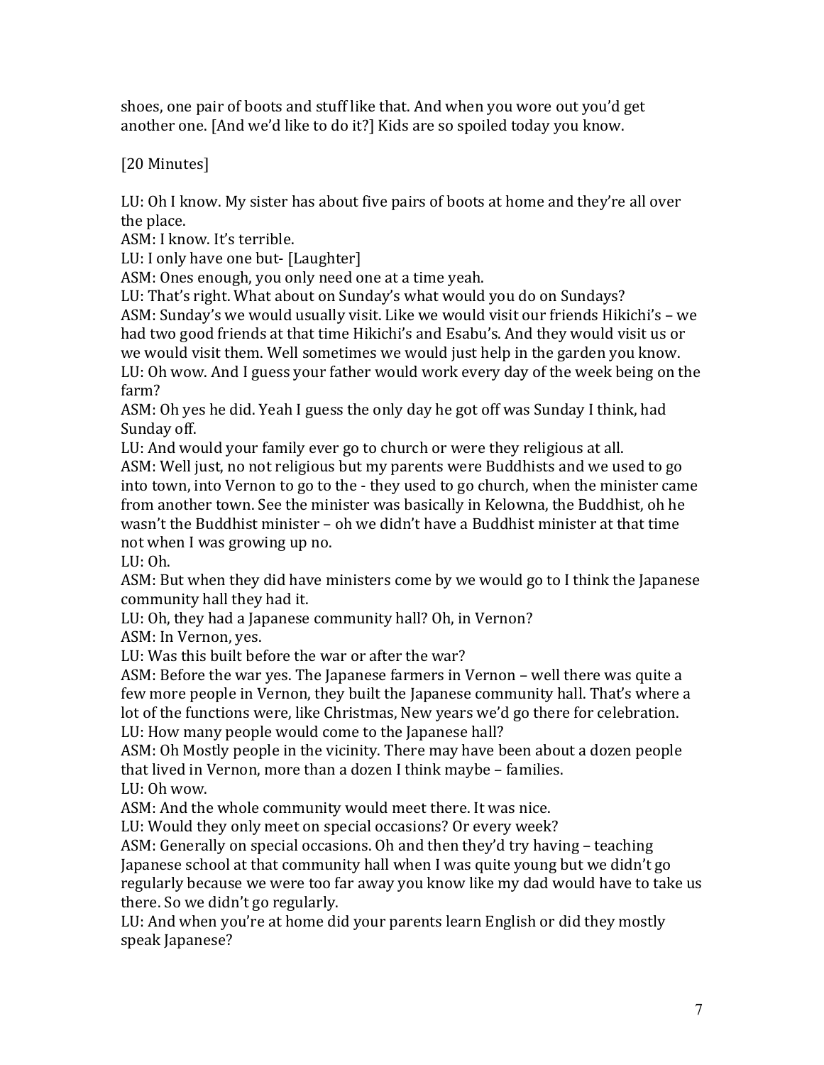shoes, one pair of boots and stuff like that. And when you wore out you'd get another one. [And we'd like to do it?] Kids are so spoiled today you know.

[20 Minutes]

LU: Oh I know. My sister has about five pairs of boots at home and they're all over the place.
ASM: I know. It's terrible.
LU: I only have one but- [Laughter]
ASM: Ones enough, you only need one at a time yeah.
LU: That's right. What about on Sunday's what would you do on Sundays?
ASM: Sunday's we would usually visit. Like we would visit our friends Hikichi's – we had two good friends at that time Hikichi's and Esabu's. And they would visit us or we would visit them. Well sometimes we would just help in the garden you know.
LU: Oh wow. And I guess your father would work every day of the week being on the farm?
ASM: Oh yes he did. Yeah I guess the only day he got off was Sunday I think, had Sunday off.
LU: And would your family ever go to church or were they religious at all.
ASM: Well just, no not religious but my parents were Buddhists and we used to go into town, into Vernon to go to the - they used to go church, when the minister came from another town. See the minister was basically in Kelowna, the Buddhist, oh he wasn't the Buddhist minister – oh we didn't have a Buddhist minister at that time not when I was growing up no.
LU: Oh.
ASM: But when they did have ministers come by we would go to I think the Japanese community hall they had it.
LU: Oh, they had a Japanese community hall? Oh, in Vernon?
ASM: In Vernon, yes.
LU: Was this built before the war or after the war?
ASM: Before the war yes. The Japanese farmers in Vernon – well there was quite a few more people in Vernon, they built the Japanese community hall. That's where a lot of the functions were, like Christmas, New years we'd go there for celebration.
LU: How many people would come to the Japanese hall?
ASM: Oh Mostly people in the vicinity. There may have been about a dozen people that lived in Vernon, more than a dozen I think maybe – families.
LU: Oh wow.
ASM: And the whole community would meet there. It was nice.
LU: Would they only meet on special occasions? Or every week?
ASM: Generally on special occasions. Oh and then they'd try having – teaching Japanese school at that community hall when I was quite young but we didn't go regularly because we were too far away you know like my dad would have to take us there. So we didn't go regularly.
LU: And when you're at home did your parents learn English or did they mostly speak Japanese?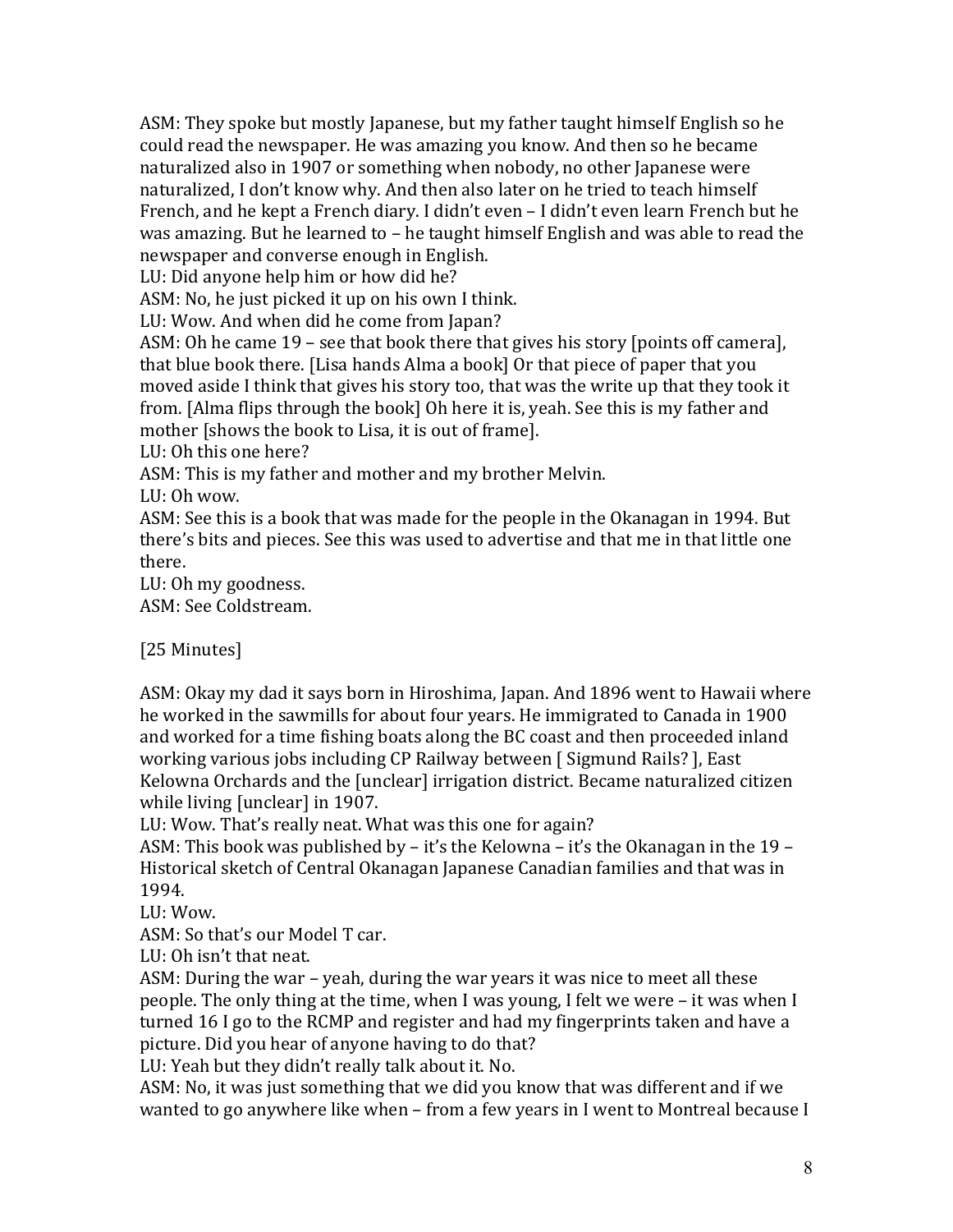ASM: They spoke but mostly Japanese, but my father taught himself English so he could read the newspaper. He was amazing you know. And then so he became naturalized also in 1907 or something when nobody, no other Japanese were naturalized, I don't know why. And then also later on he tried to teach himself French, and he kept a French diary. I didn't even – I didn't even learn French but he was amazing. But he learned to – he taught himself English and was able to read the newspaper and converse enough in English.

LU: Did anyone help him or how did he?

ASM: No, he just picked it up on his own I think.

LU: Wow. And when did he come from Japan?

ASM: Oh he came 19 – see that book there that gives his story [points off camera], that blue book there. [Lisa hands Alma a book] Or that piece of paper that you moved aside I think that gives his story too, that was the write up that they took it from. [Alma flips through the book] Oh here it is, yeah. See this is my father and mother [shows the book to Lisa, it is out of frame].

LU: Oh this one here?

ASM: This is my father and mother and my brother Melvin.

LU: Oh wow.

ASM: See this is a book that was made for the people in the Okanagan in 1994. But there's bits and pieces. See this was used to advertise and that me in that little one there.

LU: Oh my goodness.

ASM: See Coldstream.

[25 Minutes]

ASM: Okay my dad it says born in Hiroshima, Japan. And 1896 went to Hawaii where he worked in the sawmills for about four years. He immigrated to Canada in 1900 and worked for a time fishing boats along the BC coast and then proceeded inland working various jobs including CP Railway between [ Sigmund Rails? ], East Kelowna Orchards and the [unclear] irrigation district. Became naturalized citizen while living [unclear] in 1907.

LU: Wow. That's really neat. What was this one for again?

ASM: This book was published by – it's the Kelowna – it's the Okanagan in the 19 – Historical sketch of Central Okanagan Japanese Canadian families and that was in 1994.

LU: Wow.

ASM: So that's our Model T car.

LU: Oh isn't that neat.

ASM: During the war – yeah, during the war years it was nice to meet all these people. The only thing at the time, when I was young, I felt we were – it was when I turned 16 I go to the RCMP and register and had my fingerprints taken and have a picture. Did you hear of anyone having to do that?

LU: Yeah but they didn't really talk about it. No.

ASM: No, it was just something that we did you know that was different and if we wanted to go anywhere like when – from a few years in I went to Montreal because I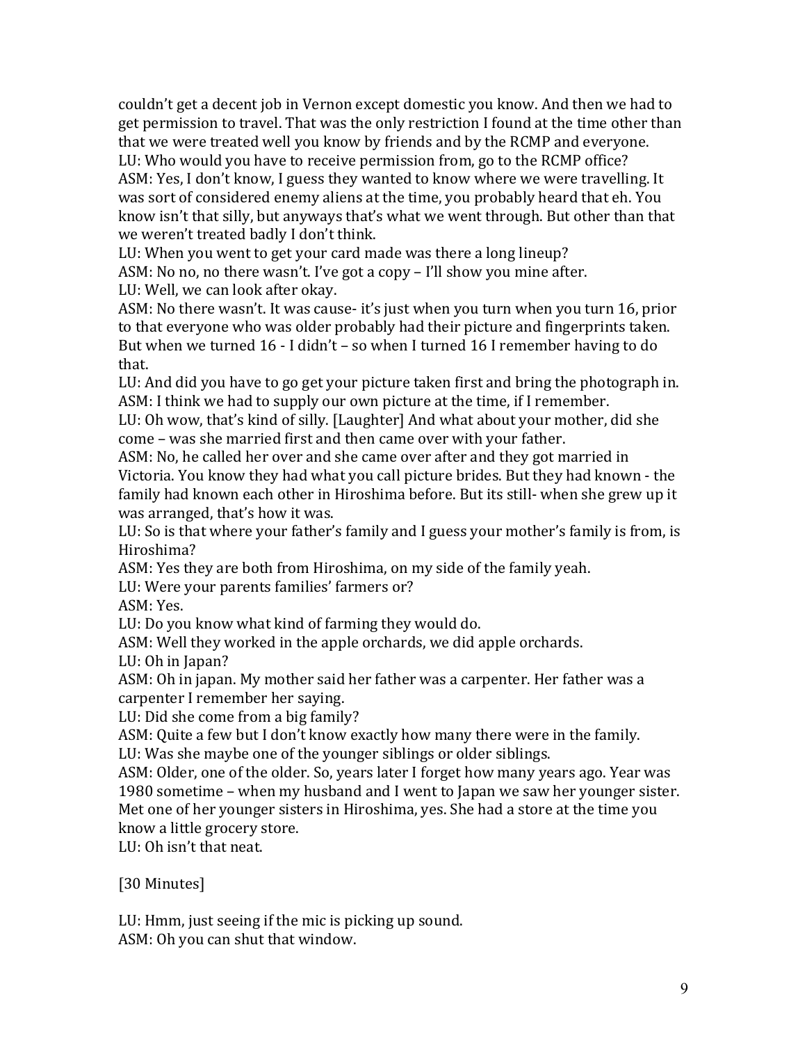couldn't get a decent job in Vernon except domestic you know. And then we had to get permission to travel. That was the only restriction I found at the time other than that we were treated well you know by friends and by the RCMP and everyone.

LU: Who would you have to receive permission from, go to the RCMP office?

ASM: Yes, I don't know, I guess they wanted to know where we were travelling. It was sort of considered enemy aliens at the time, you probably heard that eh. You know isn't that silly, but anyways that's what we went through. But other than that we weren't treated badly I don't think.

LU: When you went to get your card made was there a long lineup?

ASM: No no, no there wasn't. I've got a copy – I'll show you mine after.

LU: Well, we can look after okay.

ASM: No there wasn't. It was cause- it's just when you turn when you turn 16, prior to that everyone who was older probably had their picture and fingerprints taken. But when we turned 16 - I didn't – so when I turned 16 I remember having to do that.

LU: And did you have to go get your picture taken first and bring the photograph in.

ASM: I think we had to supply our own picture at the time, if I remember.

LU: Oh wow, that's kind of silly. [Laughter] And what about your mother, did she come – was she married first and then came over with your father.

ASM: No, he called her over and she came over after and they got married in Victoria. You know they had what you call picture brides. But they had known - the family had known each other in Hiroshima before. But its still- when she grew up it was arranged, that's how it was.

LU: So is that where your father's family and I guess your mother's family is from, is Hiroshima?

ASM: Yes they are both from Hiroshima, on my side of the family yeah.

LU: Were your parents families' farmers or?

ASM: Yes.

LU: Do you know what kind of farming they would do.

ASM: Well they worked in the apple orchards, we did apple orchards.

LU: Oh in Japan?

ASM: Oh in japan. My mother said her father was a carpenter. Her father was a carpenter I remember her saying.

LU: Did she come from a big family?

ASM: Quite a few but I don't know exactly how many there were in the family.

LU: Was she maybe one of the younger siblings or older siblings.

ASM: Older, one of the older. So, years later I forget how many years ago. Year was 1980 sometime – when my husband and I went to Japan we saw her younger sister. Met one of her younger sisters in Hiroshima, yes. She had a store at the time you know a little grocery store.

LU: Oh isn't that neat.

[30 Minutes]

LU: Hmm, just seeing if the mic is picking up sound.

ASM: Oh you can shut that window.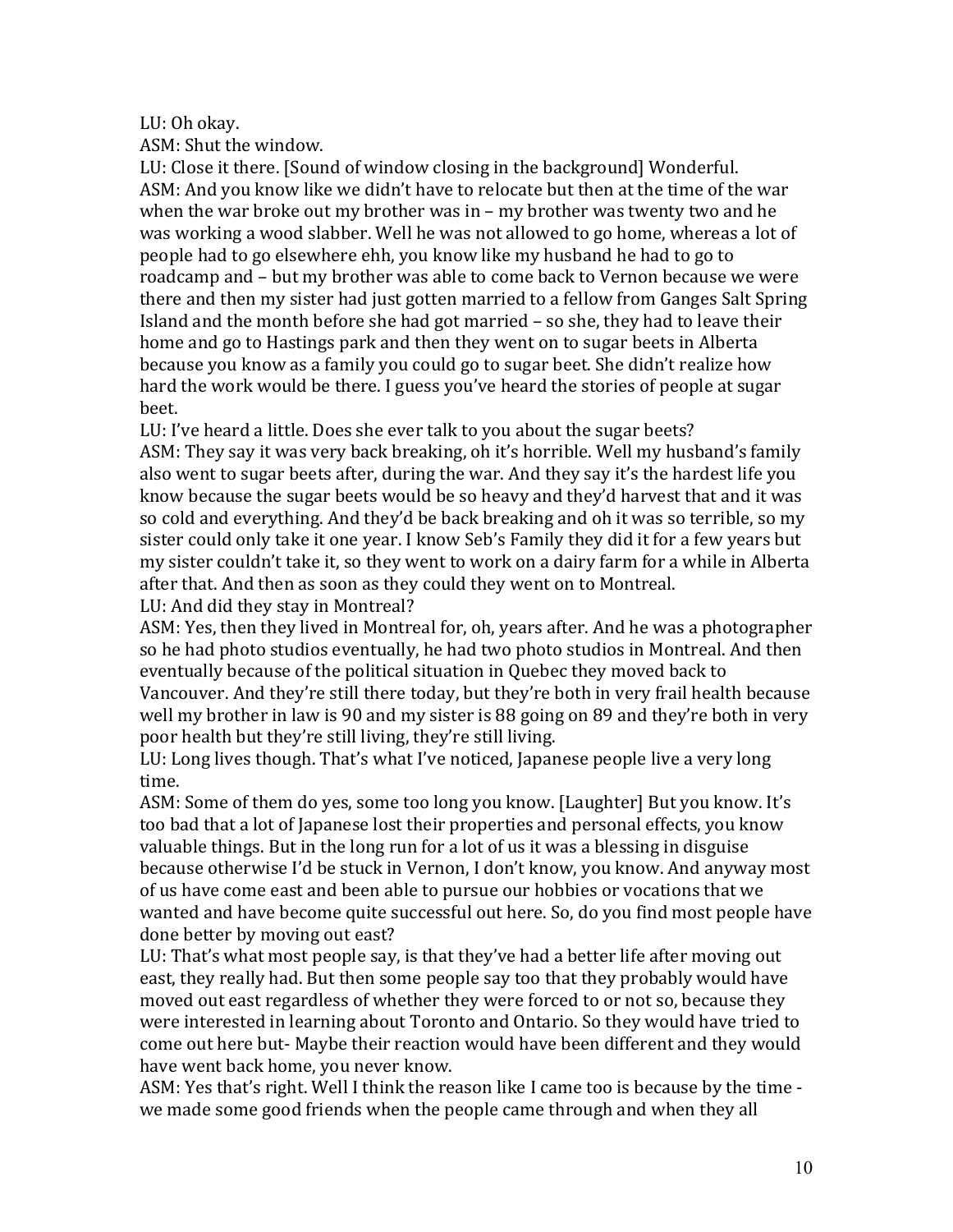LU: Oh okay.

ASM: Shut the window.

LU: Close it there. [Sound of window closing in the background] Wonderful.

ASM: And you know like we didn't have to relocate but then at the time of the war when the war broke out my brother was in – my brother was twenty two and he was working a wood slabber. Well he was not allowed to go home, whereas a lot of people had to go elsewhere ehh, you know like my husband he had to go to roadcamp and – but my brother was able to come back to Vernon because we were there and then my sister had just gotten married to a fellow from Ganges Salt Spring Island and the month before she had got married – so she, they had to leave their home and go to Hastings park and then they went on to sugar beets in Alberta because you know as a family you could go to sugar beet. She didn't realize how hard the work would be there. I guess you've heard the stories of people at sugar beet.

LU: I've heard a little. Does she ever talk to you about the sugar beets?

ASM: They say it was very back breaking, oh it's horrible. Well my husband's family also went to sugar beets after, during the war. And they say it's the hardest life you know because the sugar beets would be so heavy and they'd harvest that and it was so cold and everything. And they'd be back breaking and oh it was so terrible, so my sister could only take it one year. I know Seb's Family they did it for a few years but my sister couldn't take it, so they went to work on a dairy farm for a while in Alberta after that. And then as soon as they could they went on to Montreal.

LU: And did they stay in Montreal?

ASM: Yes, then they lived in Montreal for, oh, years after. And he was a photographer so he had photo studios eventually, he had two photo studios in Montreal. And then eventually because of the political situation in Quebec they moved back to Vancouver. And they're still there today, but they're both in very frail health because well my brother in law is 90 and my sister is 88 going on 89 and they're both in very poor health but they're still living, they're still living.

LU: Long lives though. That's what I've noticed, Japanese people live a very long time.

ASM: Some of them do yes, some too long you know. [Laughter] But you know. It's too bad that a lot of Japanese lost their properties and personal effects, you know valuable things. But in the long run for a lot of us it was a blessing in disguise because otherwise I'd be stuck in Vernon, I don't know, you know. And anyway most of us have come east and been able to pursue our hobbies or vocations that we wanted and have become quite successful out here. So, do you find most people have done better by moving out east?

LU: That's what most people say, is that they've had a better life after moving out east, they really had. But then some people say too that they probably would have moved out east regardless of whether they were forced to or not so, because they were interested in learning about Toronto and Ontario. So they would have tried to come out here but- Maybe their reaction would have been different and they would have went back home, you never know.

ASM: Yes that's right. Well I think the reason like I came too is because by the time - we made some good friends when the people came through and when they all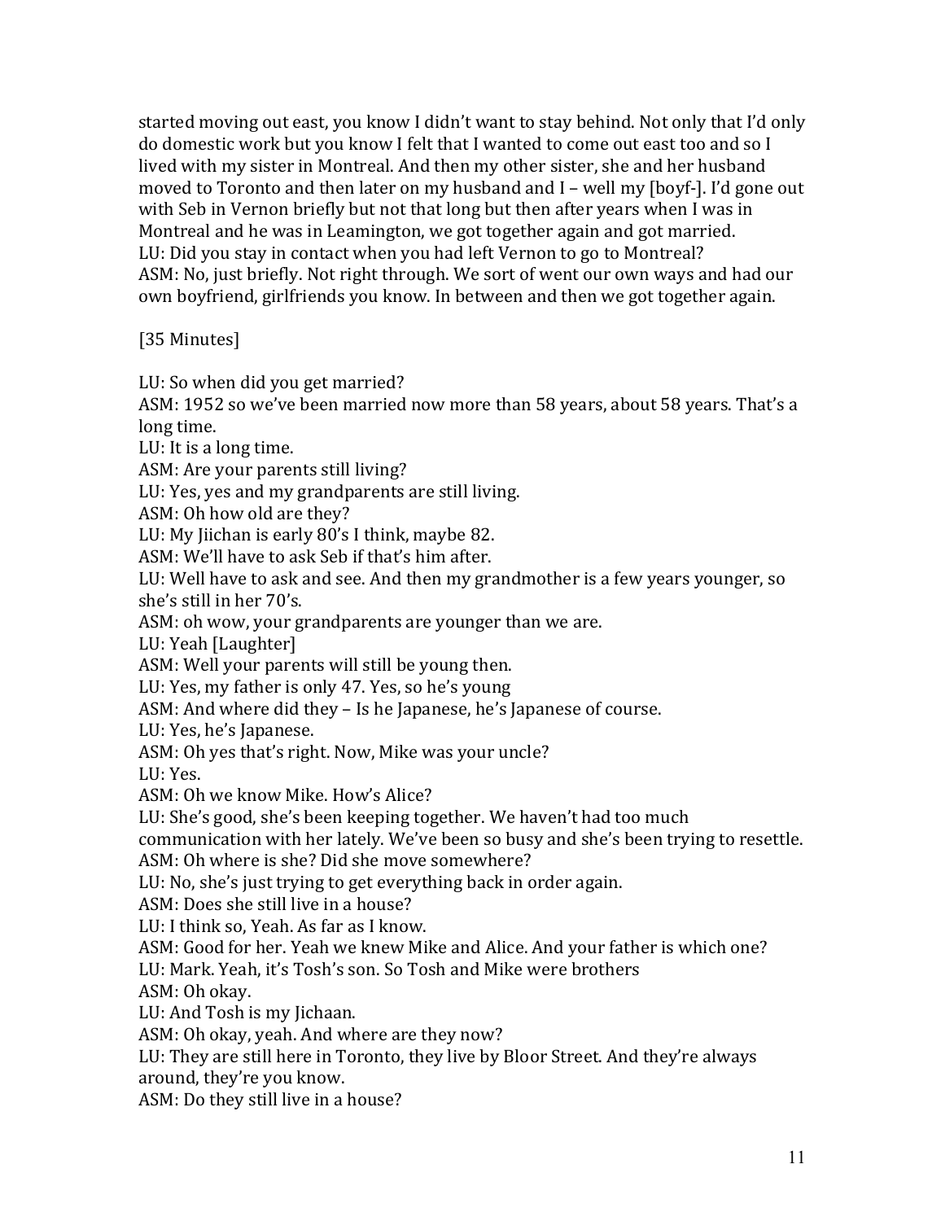started moving out east, you know I didn't want to stay behind. Not only that I'd only do domestic work but you know I felt that I wanted to come out east too and so I lived with my sister in Montreal. And then my other sister, she and her husband moved to Toronto and then later on my husband and I – well my [boyf-]. I'd gone out with Seb in Vernon briefly but not that long but then after years when I was in Montreal and he was in Leamington, we got together again and got married.
LU: Did you stay in contact when you had left Vernon to go to Montreal?
ASM: No, just briefly. Not right through. We sort of went our own ways and had our own boyfriend, girlfriends you know. In between and then we got together again.

[35 Minutes]

LU: So when did you get married?
ASM: 1952 so we've been married now more than 58 years, about 58 years. That's a long time.
LU: It is a long time.
ASM: Are your parents still living?
LU: Yes, yes and my grandparents are still living.
ASM: Oh how old are they?
LU: My Jiichan is early 80's I think, maybe 82.
ASM: We'll have to ask Seb if that's him after.
LU: Well have to ask and see. And then my grandmother is a few years younger, so she's still in her 70's.
ASM: oh wow, your grandparents are younger than we are.
LU: Yeah [Laughter]
ASM: Well your parents will still be young then.
LU: Yes, my father is only 47. Yes, so he's young
ASM: And where did they – Is he Japanese, he's Japanese of course.
LU: Yes, he's Japanese.
ASM: Oh yes that's right. Now, Mike was your uncle?
LU: Yes.
ASM: Oh we know Mike. How's Alice?
LU: She's good, she's been keeping together. We haven't had too much communication with her lately. We've been so busy and she's been trying to resettle.
ASM: Oh where is she? Did she move somewhere?
LU: No, she's just trying to get everything back in order again.
ASM: Does she still live in a house?
LU: I think so, Yeah. As far as I know.
ASM: Good for her. Yeah we knew Mike and Alice. And your father is which one?
LU: Mark. Yeah, it's Tosh's son. So Tosh and Mike were brothers
ASM: Oh okay.
LU: And Tosh is my Jichaan.
ASM: Oh okay, yeah. And where are they now?
LU: They are still here in Toronto, they live by Bloor Street. And they're always around, they're you know.
ASM: Do they still live in a house?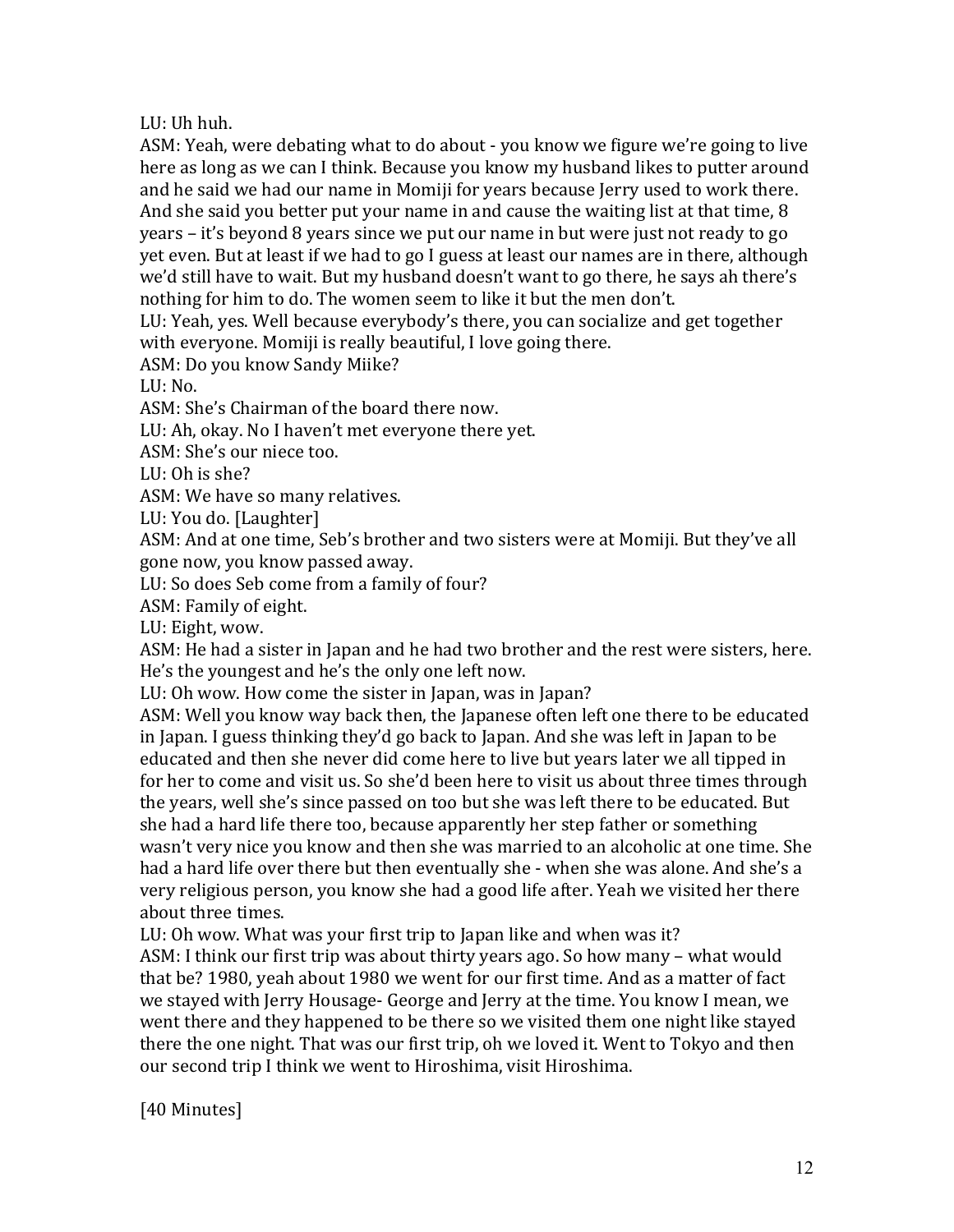LU: Uh huh.

ASM: Yeah, were debating what to do about - you know we figure we're going to live here as long as we can I think. Because you know my husband likes to putter around and he said we had our name in Momiji for years because Jerry used to work there. And she said you better put your name in and cause the waiting list at that time, 8 years – it's beyond 8 years since we put our name in but were just not ready to go yet even. But at least if we had to go I guess at least our names are in there, although we'd still have to wait. But my husband doesn't want to go there, he says ah there's nothing for him to do. The women seem to like it but the men don't.

LU: Yeah, yes. Well because everybody's there, you can socialize and get together with everyone. Momiji is really beautiful, I love going there.

ASM: Do you know Sandy Miike?

LU: No.

ASM: She's Chairman of the board there now.

LU: Ah, okay. No I haven't met everyone there yet.

ASM: She's our niece too.

LU: Oh is she?

ASM: We have so many relatives.

LU: You do. [Laughter]

ASM: And at one time, Seb's brother and two sisters were at Momiji. But they've all gone now, you know passed away.

LU: So does Seb come from a family of four?

ASM: Family of eight.

LU: Eight, wow.

ASM: He had a sister in Japan and he had two brother and the rest were sisters, here. He's the youngest and he's the only one left now.

LU: Oh wow. How come the sister in Japan, was in Japan?

ASM: Well you know way back then, the Japanese often left one there to be educated in Japan. I guess thinking they'd go back to Japan. And she was left in Japan to be educated and then she never did come here to live but years later we all tipped in for her to come and visit us. So she'd been here to visit us about three times through the years, well she's since passed on too but she was left there to be educated. But she had a hard life there too, because apparently her step father or something wasn't very nice you know and then she was married to an alcoholic at one time. She had a hard life over there but then eventually she - when she was alone. And she's a very religious person, you know she had a good life after. Yeah we visited her there about three times.

LU: Oh wow. What was your first trip to Japan like and when was it?

ASM: I think our first trip was about thirty years ago. So how many – what would that be? 1980, yeah about 1980 we went for our first time. And as a matter of fact we stayed with Jerry Housage- George and Jerry at the time. You know I mean, we went there and they happened to be there so we visited them one night like stayed there the one night. That was our first trip, oh we loved it. Went to Tokyo and then our second trip I think we went to Hiroshima, visit Hiroshima.

[40 Minutes]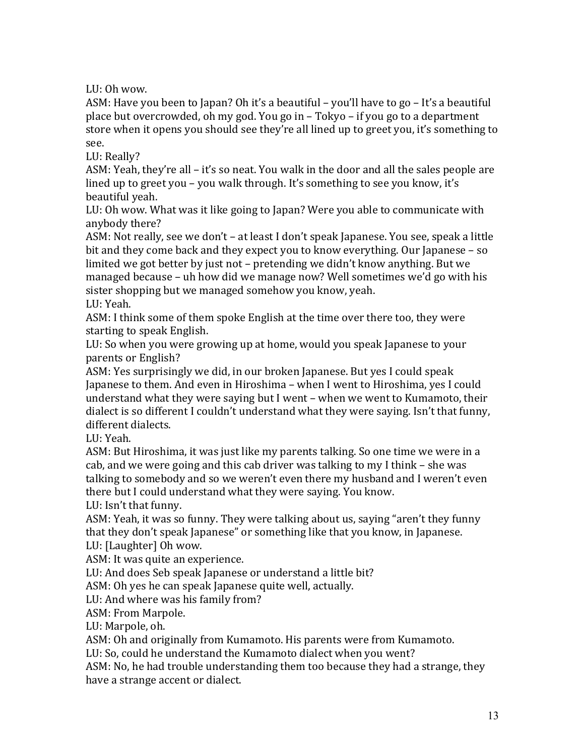LU: Oh wow.

ASM: Have you been to Japan? Oh it's a beautiful – you'll have to go – It's a beautiful place but overcrowded, oh my god. You go in – Tokyo – if you go to a department store when it opens you should see they're all lined up to greet you, it's something to see.

LU: Really?

ASM: Yeah, they're all – it's so neat. You walk in the door and all the sales people are lined up to greet you – you walk through. It's something to see you know, it's beautiful yeah.

LU: Oh wow. What was it like going to Japan? Were you able to communicate with anybody there?

ASM: Not really, see we don't – at least I don't speak Japanese. You see, speak a little bit and they come back and they expect you to know everything. Our Japanese – so limited we got better by just not – pretending we didn't know anything. But we managed because – uh how did we manage now? Well sometimes we'd go with his sister shopping but we managed somehow you know, yeah.

LU: Yeah.

ASM: I think some of them spoke English at the time over there too, they were starting to speak English.

LU: So when you were growing up at home, would you speak Japanese to your parents or English?

ASM: Yes surprisingly we did, in our broken Japanese. But yes I could speak Japanese to them. And even in Hiroshima – when I went to Hiroshima, yes I could understand what they were saying but I went – when we went to Kumamoto, their dialect is so different I couldn't understand what they were saying. Isn't that funny, different dialects.

LU: Yeah.

ASM: But Hiroshima, it was just like my parents talking. So one time we were in a cab, and we were going and this cab driver was talking to my I think – she was talking to somebody and so we weren't even there my husband and I weren't even there but I could understand what they were saying. You know.

LU: Isn't that funny.

ASM: Yeah, it was so funny. They were talking about us, saying "aren't they funny that they don't speak Japanese" or something like that you know, in Japanese.

LU: [Laughter] Oh wow.

ASM: It was quite an experience.

LU: And does Seb speak Japanese or understand a little bit?

ASM: Oh yes he can speak Japanese quite well, actually.

LU: And where was his family from?

ASM: From Marpole.

LU: Marpole, oh.

ASM: Oh and originally from Kumamoto. His parents were from Kumamoto.

LU: So, could he understand the Kumamoto dialect when you went?

ASM: No, he had trouble understanding them too because they had a strange, they have a strange accent or dialect.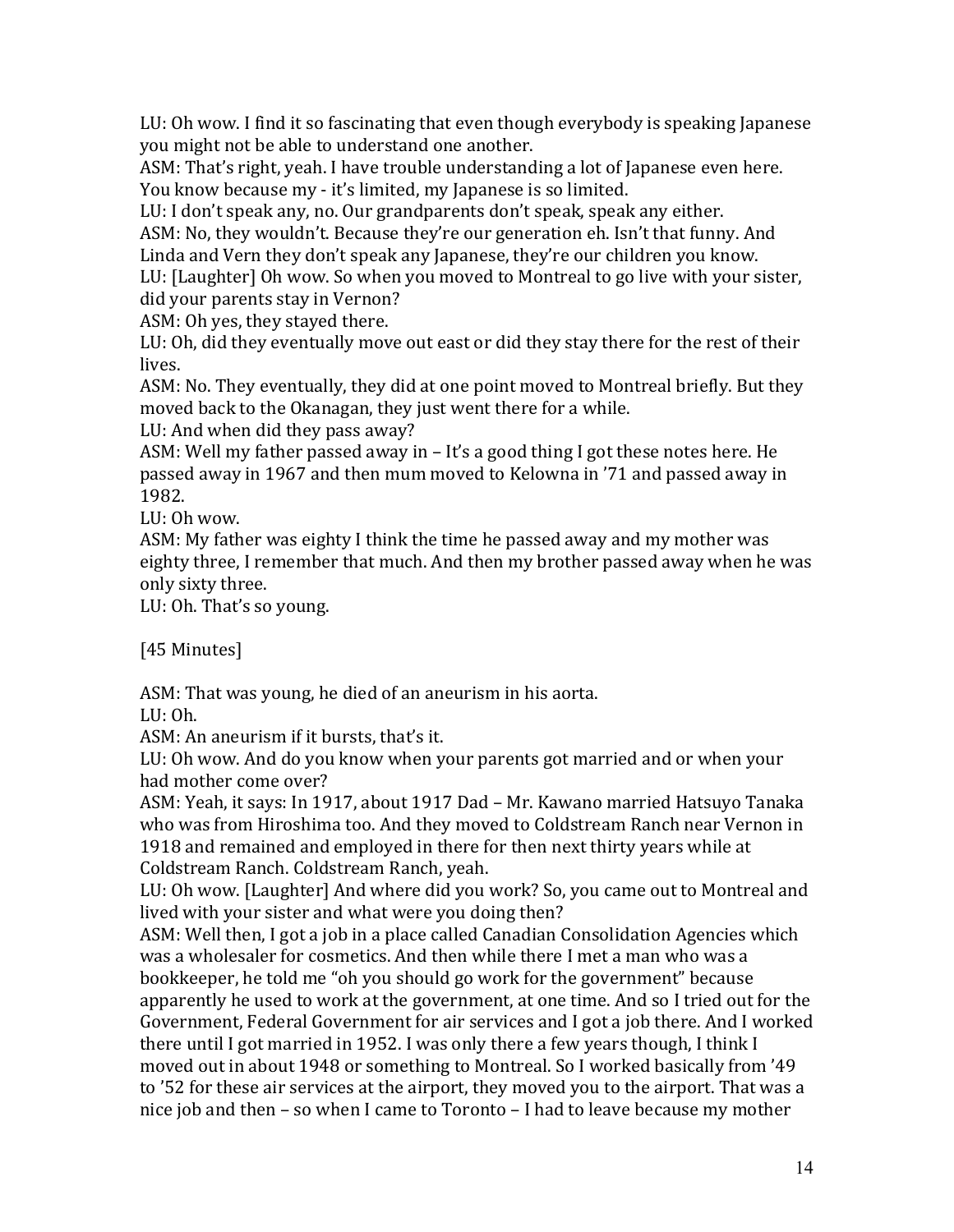LU: Oh wow. I find it so fascinating that even though everybody is speaking Japanese you might not be able to understand one another.
ASM: That's right, yeah. I have trouble understanding a lot of Japanese even here. You know because my - it's limited, my Japanese is so limited.
LU: I don't speak any, no. Our grandparents don't speak, speak any either.
ASM: No, they wouldn't. Because they're our generation eh. Isn't that funny. And Linda and Vern they don't speak any Japanese, they're our children you know.
LU: [Laughter] Oh wow. So when you moved to Montreal to go live with your sister, did your parents stay in Vernon?
ASM: Oh yes, they stayed there.
LU: Oh, did they eventually move out east or did they stay there for the rest of their lives.
ASM: No. They eventually, they did at one point moved to Montreal briefly. But they moved back to the Okanagan, they just went there for a while.
LU: And when did they pass away?
ASM: Well my father passed away in – It's a good thing I got these notes here. He passed away in 1967 and then mum moved to Kelowna in '71 and passed away in 1982.
LU: Oh wow.
ASM: My father was eighty I think the time he passed away and my mother was eighty three, I remember that much. And then my brother passed away when he was only sixty three.
LU: Oh. That's so young.

[45 Minutes]

ASM: That was young, he died of an aneurism in his aorta.
LU: Oh.
ASM: An aneurism if it bursts, that's it.
LU: Oh wow. And do you know when your parents got married and or when your had mother come over?
ASM: Yeah, it says: In 1917, about 1917 Dad – Mr. Kawano married Hatsuyo Tanaka who was from Hiroshima too. And they moved to Coldstream Ranch near Vernon in 1918 and remained and employed in there for then next thirty years while at Coldstream Ranch. Coldstream Ranch, yeah.
LU: Oh wow. [Laughter] And where did you work? So, you came out to Montreal and lived with your sister and what were you doing then?
ASM: Well then, I got a job in a place called Canadian Consolidation Agencies which was a wholesaler for cosmetics. And then while there I met a man who was a bookkeeper, he told me "oh you should go work for the government" because apparently he used to work at the government, at one time. And so I tried out for the Government, Federal Government for air services and I got a job there. And I worked there until I got married in 1952. I was only there a few years though, I think I moved out in about 1948 or something to Montreal. So I worked basically from '49 to '52 for these air services at the airport, they moved you to the airport. That was a nice job and then – so when I came to Toronto – I had to leave because my mother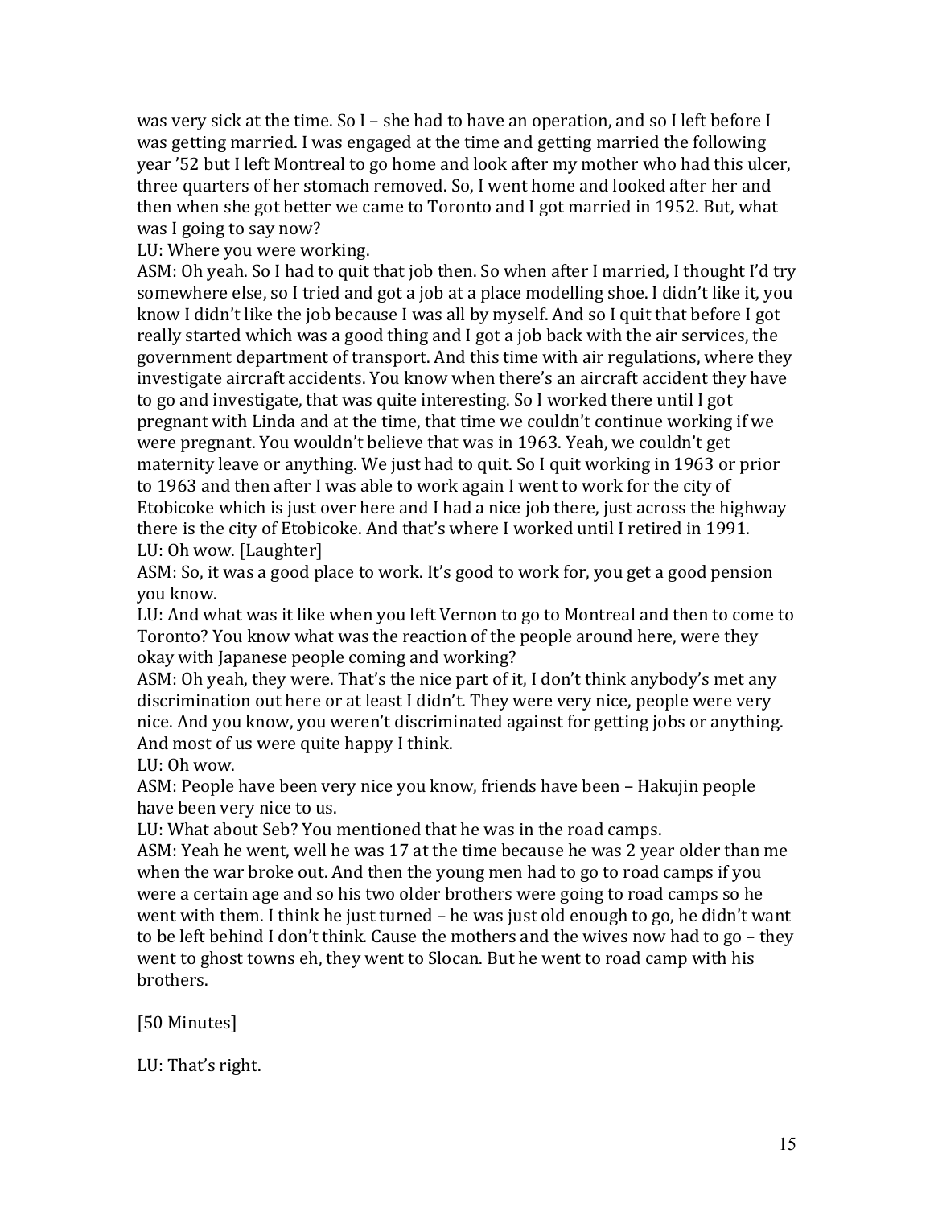was very sick at the time. So I – she had to have an operation, and so I left before I was getting married. I was engaged at the time and getting married the following year '52 but I left Montreal to go home and look after my mother who had this ulcer, three quarters of her stomach removed. So, I went home and looked after her and then when she got better we came to Toronto and I got married in 1952. But, what was I going to say now?

LU: Where you were working.

ASM: Oh yeah. So I had to quit that job then. So when after I married, I thought I'd try somewhere else, so I tried and got a job at a place modelling shoe. I didn't like it, you know I didn't like the job because I was all by myself. And so I quit that before I got really started which was a good thing and I got a job back with the air services, the government department of transport. And this time with air regulations, where they investigate aircraft accidents. You know when there's an aircraft accident they have to go and investigate, that was quite interesting. So I worked there until I got pregnant with Linda and at the time, that time we couldn't continue working if we were pregnant. You wouldn't believe that was in 1963. Yeah, we couldn't get maternity leave or anything. We just had to quit. So I quit working in 1963 or prior to 1963 and then after I was able to work again I went to work for the city of Etobicoke which is just over here and I had a nice job there, just across the highway there is the city of Etobicoke. And that's where I worked until I retired in 1991.

LU: Oh wow. [Laughter]

ASM: So, it was a good place to work. It's good to work for, you get a good pension you know.

LU: And what was it like when you left Vernon to go to Montreal and then to come to Toronto? You know what was the reaction of the people around here, were they okay with Japanese people coming and working?

ASM: Oh yeah, they were. That's the nice part of it, I don't think anybody's met any discrimination out here or at least I didn't. They were very nice, people were very nice. And you know, you weren't discriminated against for getting jobs or anything. And most of us were quite happy I think.

LU: Oh wow.

ASM: People have been very nice you know, friends have been – Hakujin people have been very nice to us.

LU: What about Seb? You mentioned that he was in the road camps.

ASM: Yeah he went, well he was 17 at the time because he was 2 year older than me when the war broke out. And then the young men had to go to road camps if you were a certain age and so his two older brothers were going to road camps so he went with them. I think he just turned – he was just old enough to go, he didn't want to be left behind I don't think. Cause the mothers and the wives now had to go – they went to ghost towns eh, they went to Slocan. But he went to road camp with his brothers.

[50 Minutes]

LU: That's right.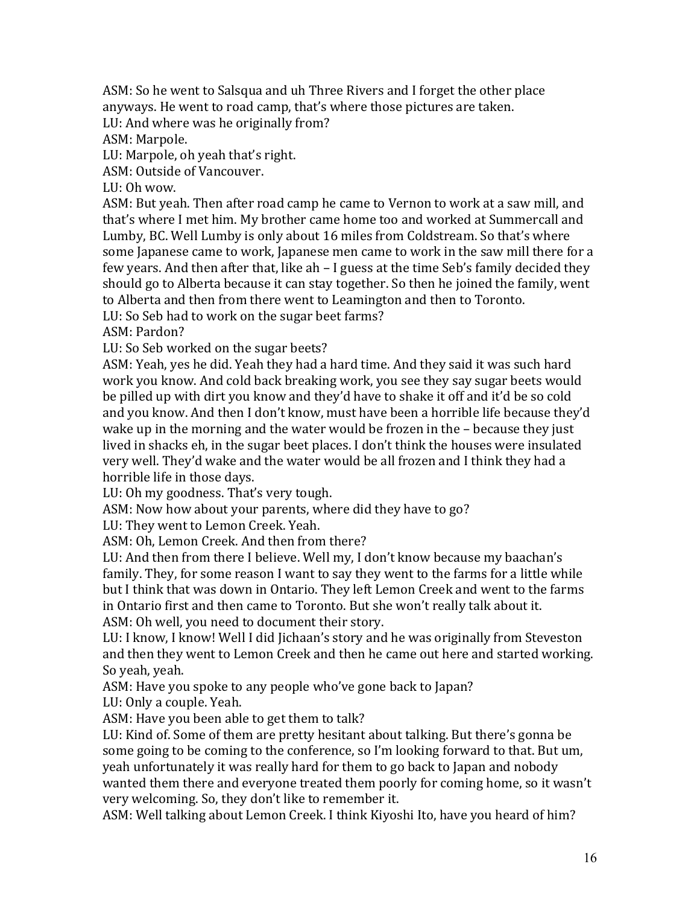ASM: So he went to Salsqua and uh Three Rivers and I forget the other place anyways. He went to road camp, that's where those pictures are taken.

LU: And where was he originally from?

ASM: Marpole.

LU: Marpole, oh yeah that's right.

ASM: Outside of Vancouver.

LU: Oh wow.

ASM: But yeah. Then after road camp he came to Vernon to work at a saw mill, and that's where I met him. My brother came home too and worked at Summercall and Lumby, BC. Well Lumby is only about 16 miles from Coldstream. So that's where some Japanese came to work, Japanese men came to work in the saw mill there for a few years. And then after that, like ah – I guess at the time Seb's family decided they should go to Alberta because it can stay together. So then he joined the family, went to Alberta and then from there went to Leamington and then to Toronto.

LU: So Seb had to work on the sugar beet farms?

ASM: Pardon?

LU: So Seb worked on the sugar beets?

ASM: Yeah, yes he did. Yeah they had a hard time. And they said it was such hard work you know. And cold back breaking work, you see they say sugar beets would be pilled up with dirt you know and they'd have to shake it off and it'd be so cold and you know. And then I don't know, must have been a horrible life because they'd wake up in the morning and the water would be frozen in the – because they just lived in shacks eh, in the sugar beet places. I don't think the houses were insulated very well. They'd wake and the water would be all frozen and I think they had a horrible life in those days.

LU: Oh my goodness. That's very tough.

ASM: Now how about your parents, where did they have to go?

LU: They went to Lemon Creek. Yeah.

ASM: Oh, Lemon Creek. And then from there?

LU: And then from there I believe. Well my, I don't know because my baachan's family. They, for some reason I want to say they went to the farms for a little while but I think that was down in Ontario. They left Lemon Creek and went to the farms in Ontario first and then came to Toronto. But she won't really talk about it.

ASM: Oh well, you need to document their story.

LU: I know, I know! Well I did Jichaan's story and he was originally from Steveston and then they went to Lemon Creek and then he came out here and started working. So yeah, yeah.

ASM: Have you spoke to any people who've gone back to Japan?

LU: Only a couple. Yeah.

ASM: Have you been able to get them to talk?

LU: Kind of. Some of them are pretty hesitant about talking. But there's gonna be some going to be coming to the conference, so I'm looking forward to that. But um, yeah unfortunately it was really hard for them to go back to Japan and nobody wanted them there and everyone treated them poorly for coming home, so it wasn't very welcoming. So, they don't like to remember it.

ASM: Well talking about Lemon Creek. I think Kiyoshi Ito, have you heard of him?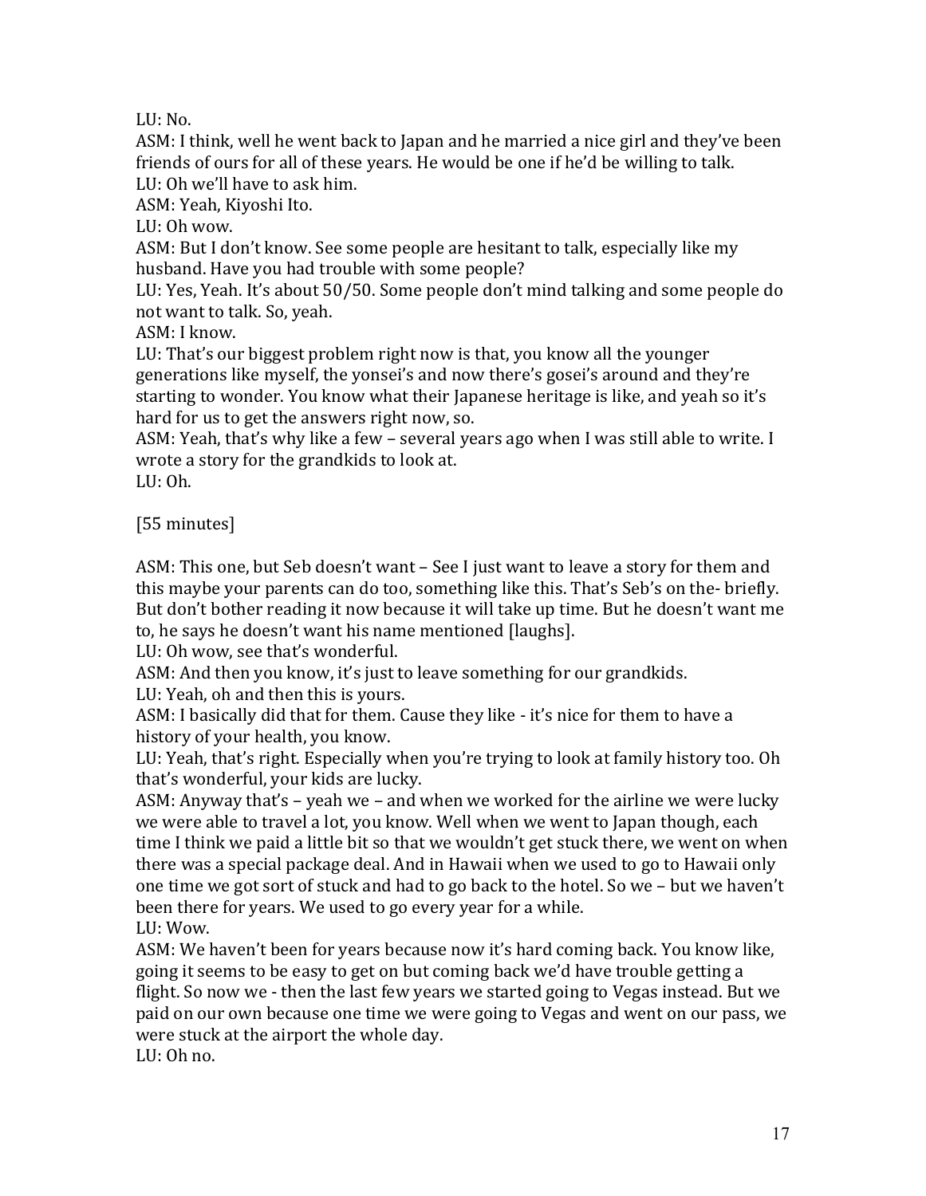LU: No.
ASM: I think, well he went back to Japan and he married a nice girl and they've been friends of ours for all of these years. He would be one if he'd be willing to talk.
LU: Oh we'll have to ask him.
ASM: Yeah, Kiyoshi Ito.
LU: Oh wow.
ASM: But I don't know. See some people are hesitant to talk, especially like my husband. Have you had trouble with some people?
LU: Yes, Yeah. It's about 50/50. Some people don't mind talking and some people do not want to talk. So, yeah.
ASM: I know.
LU: That's our biggest problem right now is that, you know all the younger generations like myself, the yonsei's and now there's gosei's around and they're starting to wonder. You know what their Japanese heritage is like, and yeah so it's hard for us to get the answers right now, so.
ASM: Yeah, that's why like a few – several years ago when I was still able to write. I wrote a story for the grandkids to look at.
LU: Oh.

[55 minutes]

ASM: This one, but Seb doesn't want – See I just want to leave a story for them and this maybe your parents can do too, something like this. That's Seb's on the- briefly. But don't bother reading it now because it will take up time. But he doesn't want me to, he says he doesn't want his name mentioned [laughs].
LU: Oh wow, see that's wonderful.
ASM: And then you know, it's just to leave something for our grandkids.
LU: Yeah, oh and then this is yours.
ASM: I basically did that for them. Cause they like - it's nice for them to have a history of your health, you know.
LU: Yeah, that's right. Especially when you're trying to look at family history too. Oh that's wonderful, your kids are lucky.
ASM: Anyway that's – yeah we – and when we worked for the airline we were lucky we were able to travel a lot, you know. Well when we went to Japan though, each time I think we paid a little bit so that we wouldn't get stuck there, we went on when there was a special package deal. And in Hawaii when we used to go to Hawaii only one time we got sort of stuck and had to go back to the hotel. So we – but we haven't been there for years. We used to go every year for a while.
LU: Wow.
ASM: We haven't been for years because now it's hard coming back. You know like, going it seems to be easy to get on but coming back we'd have trouble getting a flight. So now we - then the last few years we started going to Vegas instead. But we paid on our own because one time we were going to Vegas and went on our pass, we were stuck at the airport the whole day.
LU: Oh no.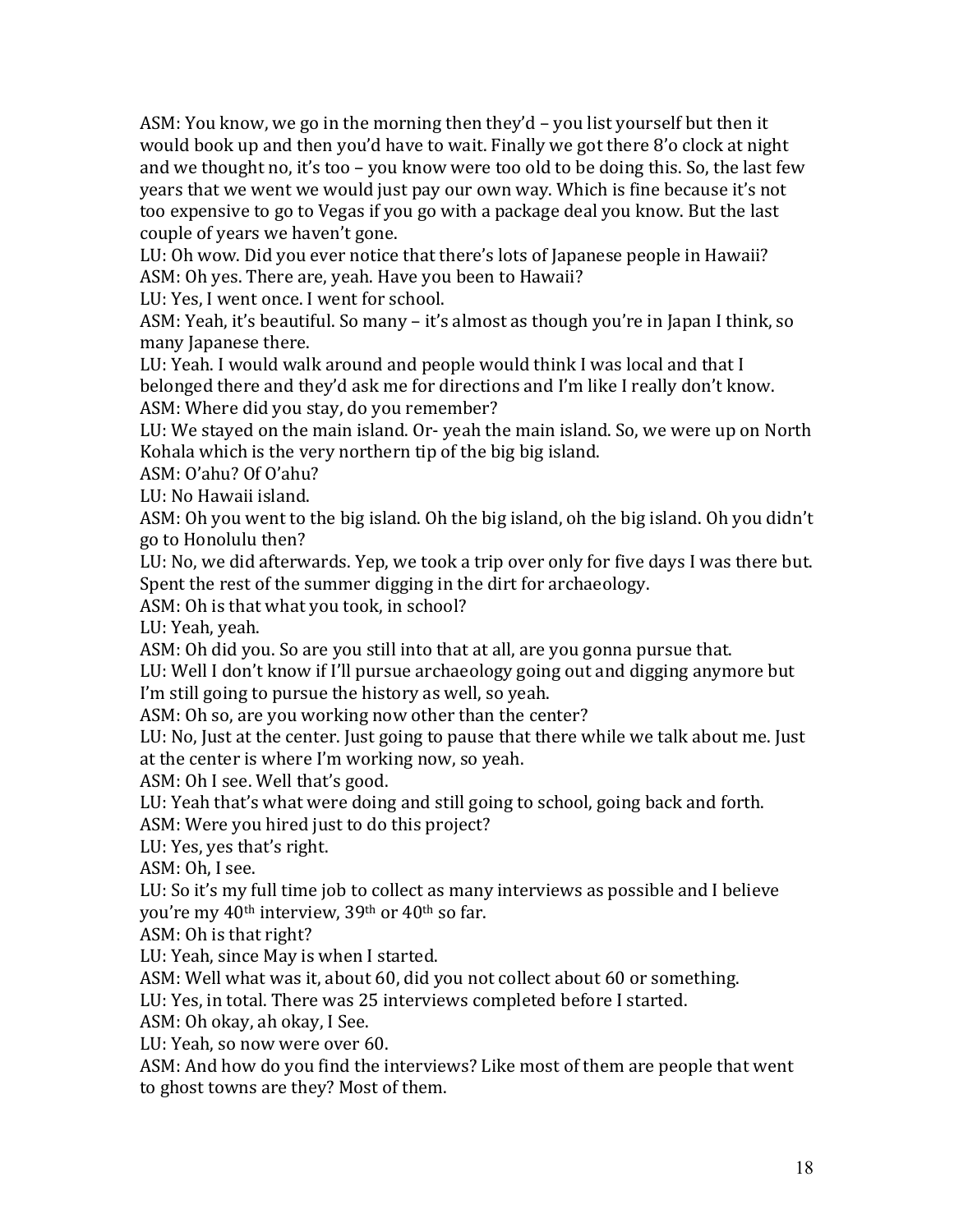ASM: You know, we go in the morning then they'd – you list yourself but then it would book up and then you'd have to wait. Finally we got there 8'o clock at night and we thought no, it's too – you know were too old to be doing this. So, the last few years that we went we would just pay our own way. Which is fine because it's not too expensive to go to Vegas if you go with a package deal you know. But the last couple of years we haven't gone.

LU: Oh wow. Did you ever notice that there's lots of Japanese people in Hawaii?

ASM: Oh yes. There are, yeah. Have you been to Hawaii?

LU: Yes, I went once. I went for school.

ASM: Yeah, it's beautiful. So many – it's almost as though you're in Japan I think, so many Japanese there.

LU: Yeah. I would walk around and people would think I was local and that I belonged there and they'd ask me for directions and I'm like I really don't know.

ASM: Where did you stay, do you remember?

LU: We stayed on the main island. Or- yeah the main island. So, we were up on North Kohala which is the very northern tip of the big big island.

ASM: O'ahu? Of O'ahu?

LU: No Hawaii island.

ASM: Oh you went to the big island. Oh the big island, oh the big island. Oh you didn't go to Honolulu then?

LU: No, we did afterwards. Yep, we took a trip over only for five days I was there but. Spent the rest of the summer digging in the dirt for archaeology.

ASM: Oh is that what you took, in school?

LU: Yeah, yeah.

ASM: Oh did you. So are you still into that at all, are you gonna pursue that.

LU: Well I don't know if I'll pursue archaeology going out and digging anymore but I'm still going to pursue the history as well, so yeah.

ASM: Oh so, are you working now other than the center?

LU: No, Just at the center. Just going to pause that there while we talk about me. Just at the center is where I'm working now, so yeah.

ASM: Oh I see. Well that's good.

LU: Yeah that's what were doing and still going to school, going back and forth.

ASM: Were you hired just to do this project?

LU: Yes, yes that's right.

ASM: Oh, I see.

LU: So it's my full time job to collect as many interviews as possible and I believe you're my 40th interview, 39th or 40th so far.

ASM: Oh is that right?

LU: Yeah, since May is when I started.

ASM: Well what was it, about 60, did you not collect about 60 or something.

LU: Yes, in total. There was 25 interviews completed before I started.

ASM: Oh okay, ah okay, I See.

LU: Yeah, so now were over 60.

ASM: And how do you find the interviews? Like most of them are people that went to ghost towns are they? Most of them.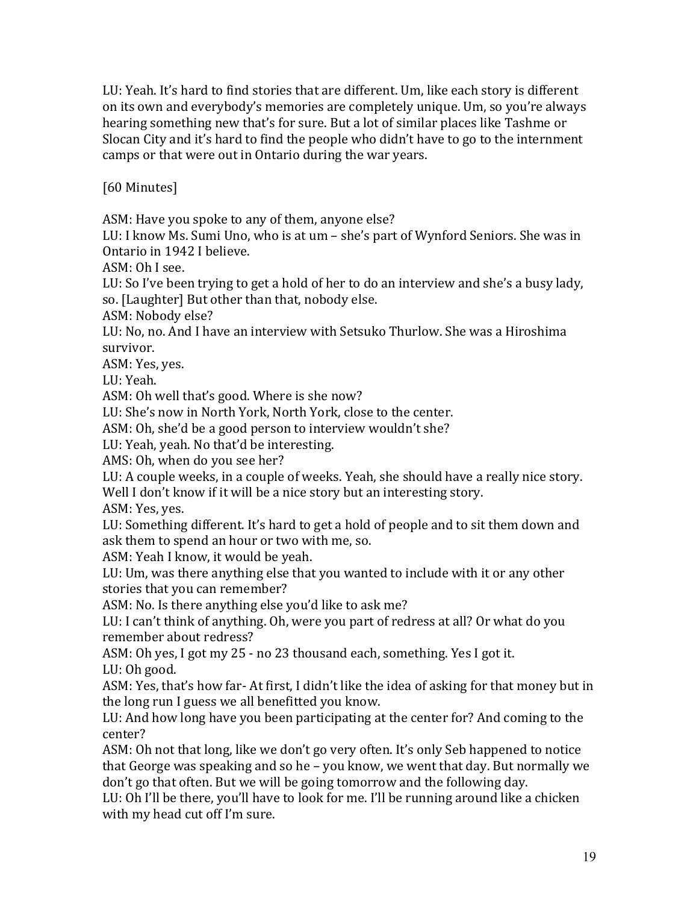LU: Yeah. It's hard to find stories that are different. Um, like each story is different on its own and everybody's memories are completely unique. Um, so you're always hearing something new that's for sure. But a lot of similar places like Tashme or Slocan City and it's hard to find the people who didn't have to go to the internment camps or that were out in Ontario during the war years.

[60 Minutes]

ASM: Have you spoke to any of them, anyone else?
LU: I know Ms. Sumi Uno, who is at um – she's part of Wynford Seniors. She was in Ontario in 1942 I believe.
ASM: Oh I see.
LU: So I've been trying to get a hold of her to do an interview and she's a busy lady, so. [Laughter] But other than that, nobody else.
ASM: Nobody else?
LU: No, no. And I have an interview with Setsuko Thurlow. She was a Hiroshima survivor.
ASM: Yes, yes.
LU: Yeah.
ASM: Oh well that's good. Where is she now?
LU: She's now in North York, North York, close to the center.
ASM: Oh, she'd be a good person to interview wouldn't she?
LU: Yeah, yeah. No that'd be interesting.
AMS: Oh, when do you see her?
LU: A couple weeks, in a couple of weeks. Yeah, she should have a really nice story. Well I don't know if it will be a nice story but an interesting story.
ASM: Yes, yes.
LU: Something different. It's hard to get a hold of people and to sit them down and ask them to spend an hour or two with me, so.
ASM: Yeah I know, it would be yeah.
LU: Um, was there anything else that you wanted to include with it or any other stories that you can remember?
ASM: No. Is there anything else you'd like to ask me?
LU: I can't think of anything. Oh, were you part of redress at all? Or what do you remember about redress?
ASM: Oh yes, I got my 25 - no 23 thousand each, something. Yes I got it.
LU: Oh good.
ASM: Yes, that's how far- At first, I didn't like the idea of asking for that money but in the long run I guess we all benefitted you know.
LU: And how long have you been participating at the center for? And coming to the center?
ASM: Oh not that long, like we don't go very often. It's only Seb happened to notice that George was speaking and so he – you know, we went that day. But normally we don't go that often. But we will be going tomorrow and the following day.
LU: Oh I'll be there, you'll have to look for me. I'll be running around like a chicken with my head cut off I'm sure.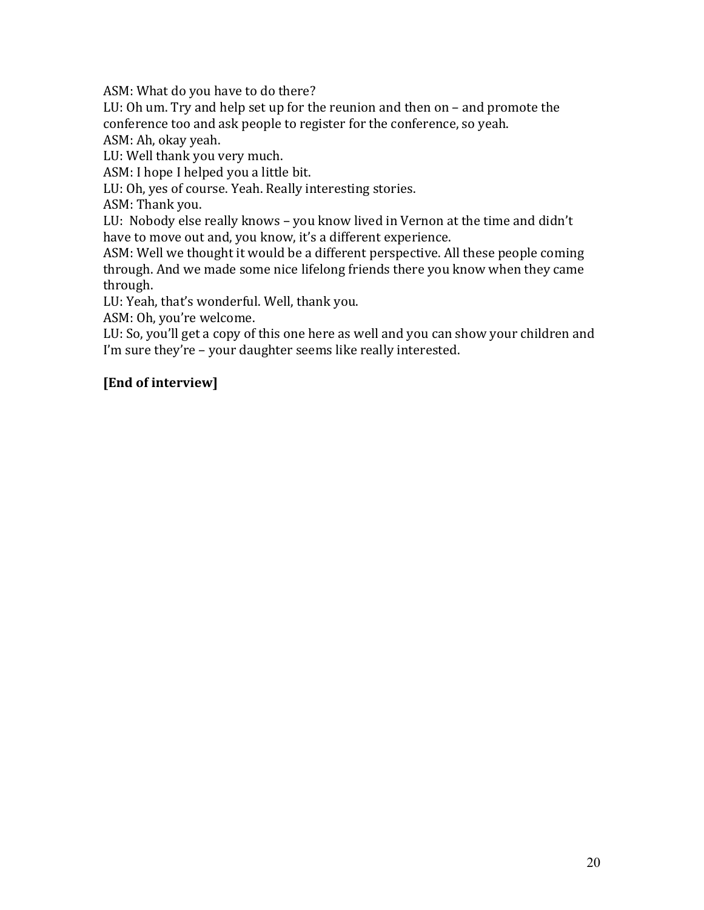ASM: What do you have to do there?
LU: Oh um. Try and help set up for the reunion and then on – and promote the conference too and ask people to register for the conference, so yeah.
ASM: Ah, okay yeah.
LU: Well thank you very much.
ASM: I hope I helped you a little bit.
LU: Oh, yes of course. Yeah. Really interesting stories.
ASM: Thank you.
LU: Nobody else really knows – you know lived in Vernon at the time and didn't have to move out and, you know, it's a different experience.
ASM: Well we thought it would be a different perspective. All these people coming through. And we made some nice lifelong friends there you know when they came through.
LU: Yeah, that's wonderful. Well, thank you.
ASM: Oh, you're welcome.
LU: So, you'll get a copy of this one here as well and you can show your children and I'm sure they're – your daughter seems like really interested.

**[End of interview]**